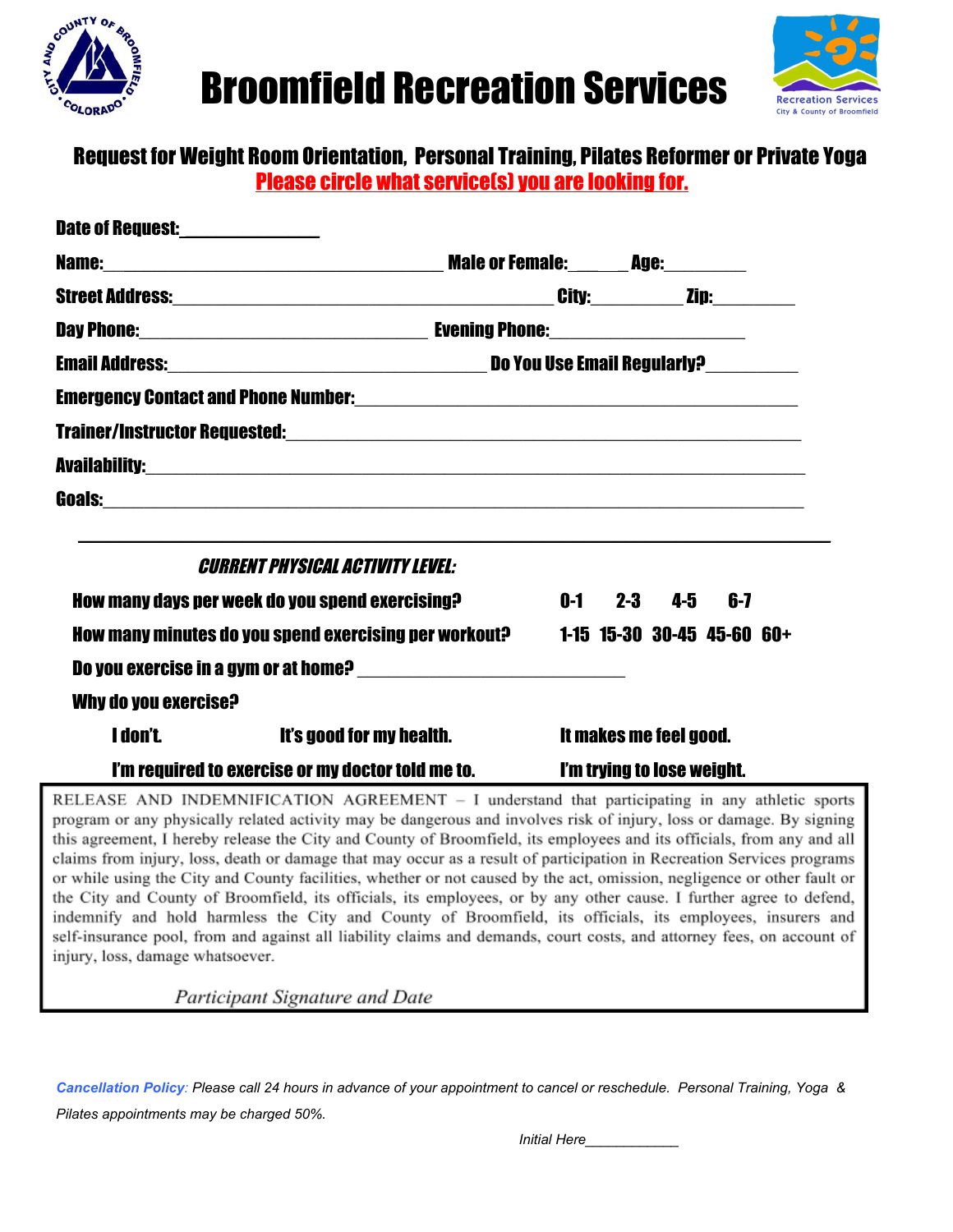# Broomfield Recreation Services

## Request for Weight Room Orientation, Personal Training, Pilates Reformer or Private Yoga

**Please circle what service(s) you are looking for.**

**Date of Request:**_______________

**Name:**_____________________________________ **Male or Female:**_____ **Age:**________

**Street Address:**__________________________________________ **City:**_________ **Zip:**________

**Day Phone:**________________________________ **Evening Phone:**____________________

**Email Address:**___________________________________ **Do You Use Email Regularly?**_________

**Emergency Contact and Phone Number:**_______________________________________________

**Trainer/Instructor Requested:**________________________________________________________

**Availability:**______________________________________________________________________

**Goals:**___________________________________________________________________________

---

***CURRENT PHYSICAL ACTIVITY LEVEL:***

**How many days per week do you spend exercising?** 0-1 2-3 4-5 6-7

**How many minutes do you spend exercising per workout?** 1-15 15-30 30-45 45-60 60+

**Do you exercise in a gym or at home?** ____________________________

**Why do you exercise?**

**I don't.** **It's good for my health.** **It makes me feel good.**

**I'm required to exercise or my doctor told me to.** **I'm trying to lose weight.**

RELEASE AND INDEMNIFICATION AGREEMENT – I understand that participating in any athletic sports program or any physically related activity may be dangerous and involves risk of injury, loss or damage. By signing this agreement, I hereby release the City and County of Broomfield, its employees and its officials, from any and all claims from injury, loss, death or damage that may occur as a result of participation in Recreation Services programs or while using the City and County facilities, whether or not caused by the act, omission, negligence or other fault or the City and County of Broomfield, its officials, its employees, or by any other cause. I further agree to defend, indemnify and hold harmless the City and County of Broomfield, its officials, its employees, insurers and self-insurance pool, from and against all liability claims and demands, court costs, and attorney fees, on account of injury, loss, damage whatsoever.

*Participant Signature and Date*

***Cancellation Policy****: Please call 24 hours in advance of your appointment to cancel or reschedule. Personal Training, Yoga & Pilates appointments may be charged 50%.*

*Initial Here*____________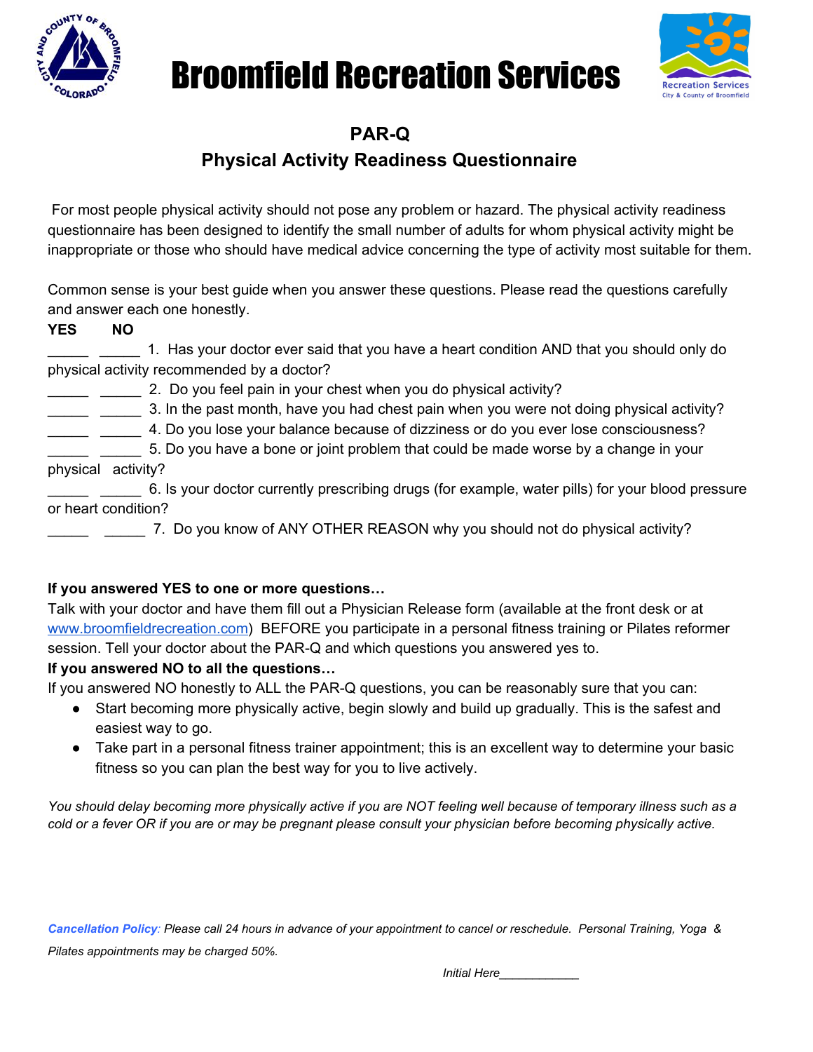# Broomfield Recreation Services

## PAR-Q
## Physical Activity Readiness Questionnaire

For most people physical activity should not pose any problem or hazard. The physical activity readiness questionnaire has been designed to identify the small number of adults for whom physical activity might be inappropriate or those who should have medical advice concerning the type of activity most suitable for them.

Common sense is your best guide when you answer these questions. Please read the questions carefully and answer each one honestly.

**YES NO**

_____ _____ 1. Has your doctor ever said that you have a heart condition AND that you should only do physical activity recommended by a doctor?

_____ _____ 2. Do you feel pain in your chest when you do physical activity?

_____ _____ 3. In the past month, have you had chest pain when you were not doing physical activity?

_____ _____ 4. Do you lose your balance because of dizziness or do you ever lose consciousness?

_____ _____ 5. Do you have a bone or joint problem that could be made worse by a change in your physical activity?

_____ _____ 6. Is your doctor currently prescribing drugs (for example, water pills) for your blood pressure or heart condition?

_____ _____ 7. Do you know of ANY OTHER REASON why you should not do physical activity?

**If you answered YES to one or more questions…**

Talk with your doctor and have them fill out a Physician Release form (available at the front desk or at www.broomfieldrecreation.com) BEFORE you participate in a personal fitness training or Pilates reformer session. Tell your doctor about the PAR-Q and which questions you answered yes to.

**If you answered NO to all the questions…**

If you answered NO honestly to ALL the PAR-Q questions, you can be reasonably sure that you can:

- Start becoming more physically active, begin slowly and build up gradually. This is the safest and easiest way to go.
- Take part in a personal fitness trainer appointment; this is an excellent way to determine your basic fitness so you can plan the best way for you to live actively.

*You should delay becoming more physically active if you are NOT feeling well because of temporary illness such as a cold or a fever OR if you are or may be pregnant please consult your physician before becoming physically active.*

***Cancellation Policy**: Please call 24 hours in advance of your appointment to cancel or reschedule. Personal Training, Yoga & Pilates appointments may be charged 50%.*

*Initial Here*____________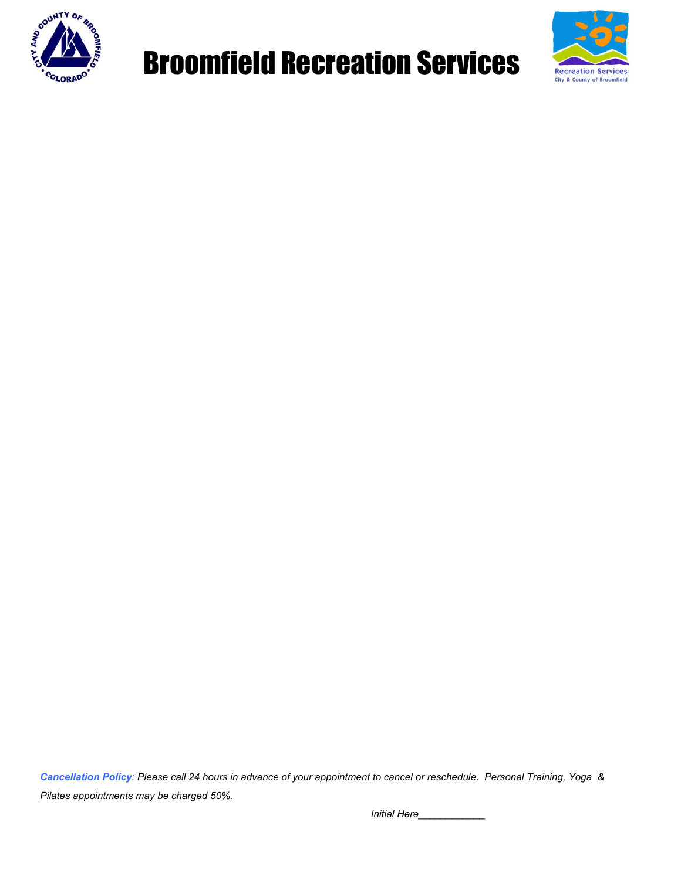# Broomfield Recreation Services

***Cancellation Policy:*** *Please call 24 hours in advance of your appointment to cancel or reschedule. Personal Training, Yoga & Pilates appointments may be charged 50%.*

*Initial Here____________*